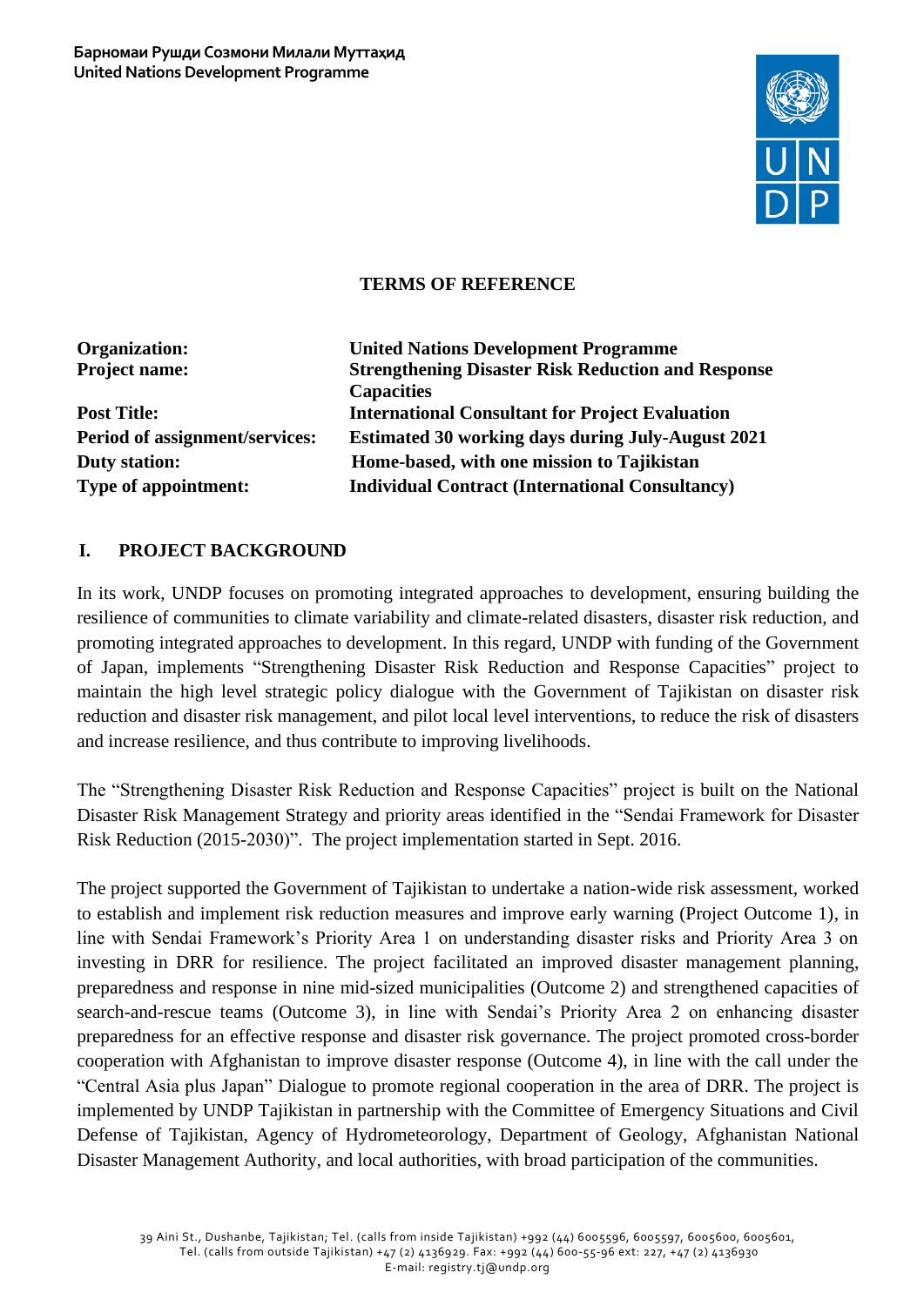**Барномаи Рушди Созмони Милали Муттаҳид**
**United Nations Development Programme**

**TERMS OF REFERENCE**

| | |
|---|---|
| **Organization:** | **United Nations Development Programme** |
| **Project name:** | **Strengthening Disaster Risk Reduction and Response Capacities** |
| **Post Title:** | **International Consultant for Project Evaluation** |
| **Period of assignment/services:** | **Estimated 30 working days during July-August 2021** |
| **Duty station:** | **Home-based, with one mission to Tajikistan** |
| **Type of appointment:** | **Individual Contract (International Consultancy)** |

## I. PROJECT BACKGROUND

In its work, UNDP focuses on promoting integrated approaches to development, ensuring building the resilience of communities to climate variability and climate-related disasters, disaster risk reduction, and promoting integrated approaches to development. In this regard, UNDP with funding of the Government of Japan, implements "Strengthening Disaster Risk Reduction and Response Capacities" project to maintain the high level strategic policy dialogue with the Government of Tajikistan on disaster risk reduction and disaster risk management, and pilot local level interventions, to reduce the risk of disasters and increase resilience, and thus contribute to improving livelihoods.

The "Strengthening Disaster Risk Reduction and Response Capacities" project is built on the National Disaster Risk Management Strategy and priority areas identified in the "Sendai Framework for Disaster Risk Reduction (2015-2030)". The project implementation started in Sept. 2016.

The project supported the Government of Tajikistan to undertake a nation-wide risk assessment, worked to establish and implement risk reduction measures and improve early warning (Project Outcome 1), in line with Sendai Framework's Priority Area 1 on understanding disaster risks and Priority Area 3 on investing in DRR for resilience. The project facilitated an improved disaster management planning, preparedness and response in nine mid-sized municipalities (Outcome 2) and strengthened capacities of search-and-rescue teams (Outcome 3), in line with Sendai's Priority Area 2 on enhancing disaster preparedness for an effective response and disaster risk governance. The project promoted cross-border cooperation with Afghanistan to improve disaster response (Outcome 4), in line with the call under the "Central Asia plus Japan" Dialogue to promote regional cooperation in the area of DRR. The project is implemented by UNDP Tajikistan in partnership with the Committee of Emergency Situations and Civil Defense of Tajikistan, Agency of Hydrometeorology, Department of Geology, Afghanistan National Disaster Management Authority, and local authorities, with broad participation of the communities.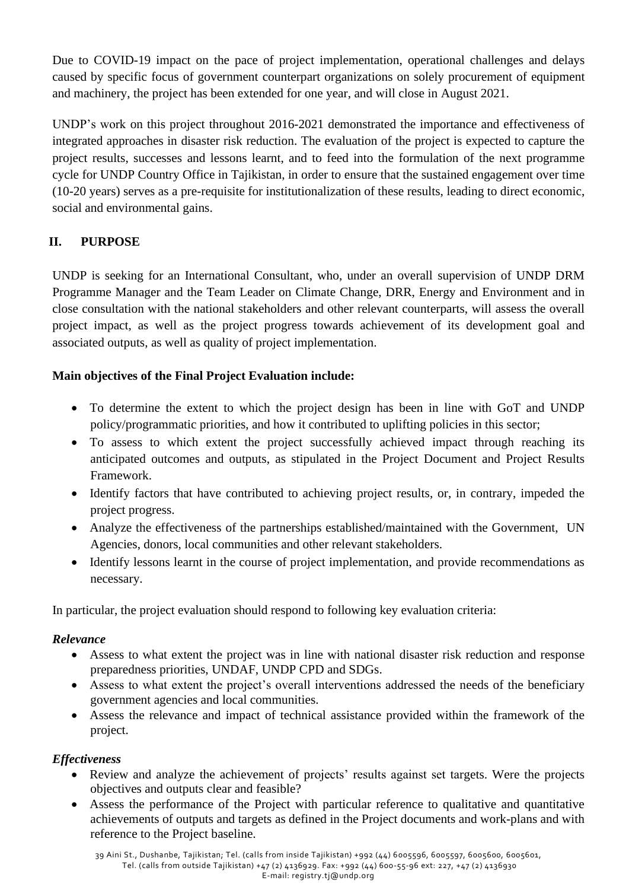Due to COVID-19 impact on the pace of project implementation, operational challenges and delays caused by specific focus of government counterpart organizations on solely procurement of equipment and machinery, the project has been extended for one year, and will close in August 2021.

UNDP's work on this project throughout 2016-2021 demonstrated the importance and effectiveness of integrated approaches in disaster risk reduction. The evaluation of the project is expected to capture the project results, successes and lessons learnt, and to feed into the formulation of the next programme cycle for UNDP Country Office in Tajikistan, in order to ensure that the sustained engagement over time (10-20 years) serves as a pre-requisite for institutionalization of these results, leading to direct economic, social and environmental gains.

## II. PURPOSE

UNDP is seeking for an International Consultant, who, under an overall supervision of UNDP DRM Programme Manager and the Team Leader on Climate Change, DRR, Energy and Environment and in close consultation with the national stakeholders and other relevant counterparts, will assess the overall project impact, as well as the project progress towards achievement of its development goal and associated outputs, as well as quality of project implementation.

**Main objectives of the Final Project Evaluation include:**

- To determine the extent to which the project design has been in line with GoT and UNDP policy/programmatic priorities, and how it contributed to uplifting policies in this sector;
- To assess to which extent the project successfully achieved impact through reaching its anticipated outcomes and outputs, as stipulated in the Project Document and Project Results Framework.
- Identify factors that have contributed to achieving project results, or, in contrary, impeded the project progress.
- Analyze the effectiveness of the partnerships established/maintained with the Government, UN Agencies, donors, local communities and other relevant stakeholders.
- Identify lessons learnt in the course of project implementation, and provide recommendations as necessary.

In particular, the project evaluation should respond to following key evaluation criteria:

***Relevance***

- Assess to what extent the project was in line with national disaster risk reduction and response preparedness priorities, UNDAF, UNDP CPD and SDGs.
- Assess to what extent the project's overall interventions addressed the needs of the beneficiary government agencies and local communities.
- Assess the relevance and impact of technical assistance provided within the framework of the project.

***Effectiveness***

- Review and analyze the achievement of projects' results against set targets. Were the projects objectives and outputs clear and feasible?
- Assess the performance of the Project with particular reference to qualitative and quantitative achievements of outputs and targets as defined in the Project documents and work-plans and with reference to the Project baseline.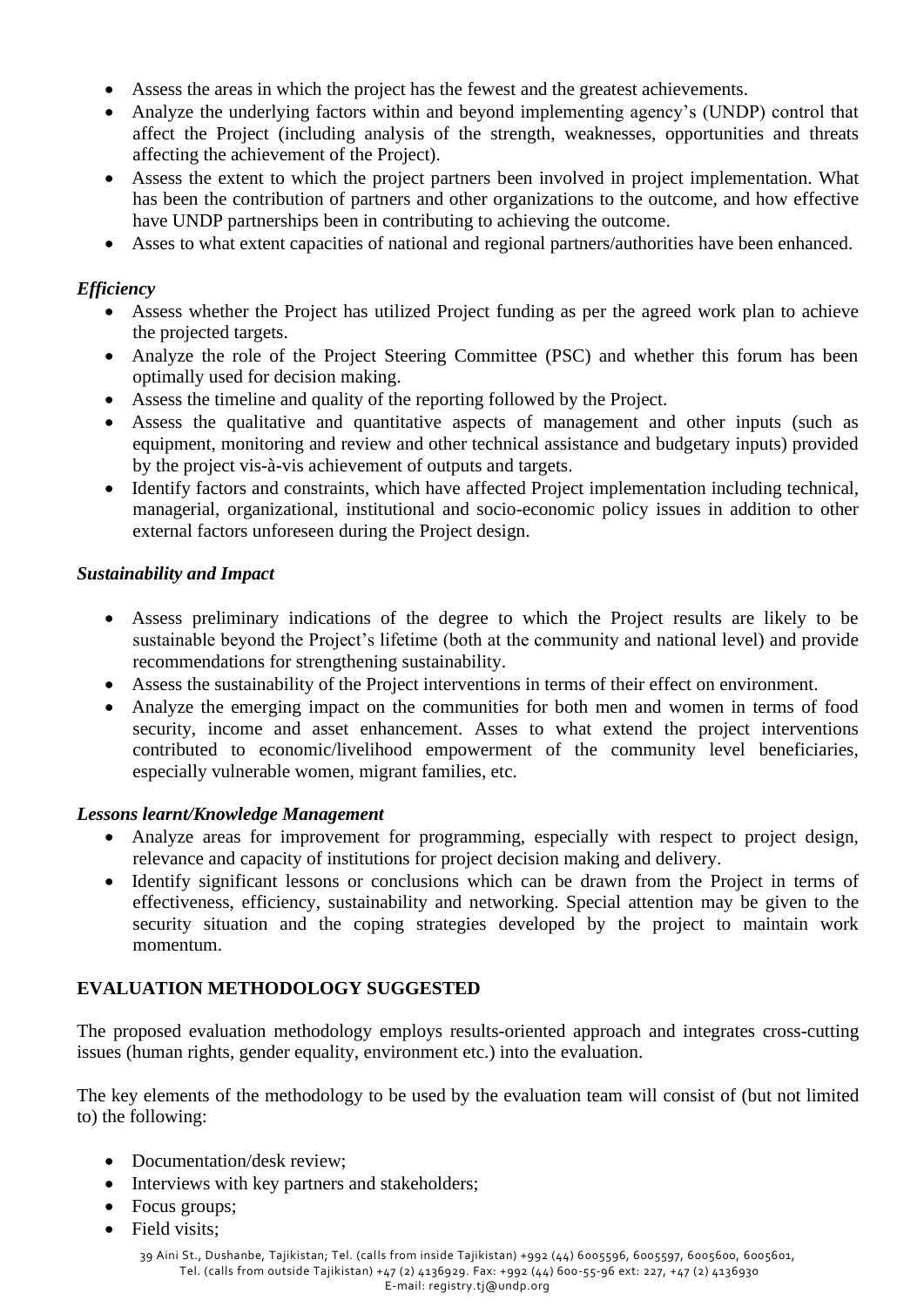- Assess the areas in which the project has the fewest and the greatest achievements.
- Analyze the underlying factors within and beyond implementing agency's (UNDP) control that affect the Project (including analysis of the strength, weaknesses, opportunities and threats affecting the achievement of the Project).
- Assess the extent to which the project partners been involved in project implementation. What has been the contribution of partners and other organizations to the outcome, and how effective have UNDP partnerships been in contributing to achieving the outcome.
- Asses to what extent capacities of national and regional partners/authorities have been enhanced.

***Efficiency***

- Assess whether the Project has utilized Project funding as per the agreed work plan to achieve the projected targets.
- Analyze the role of the Project Steering Committee (PSC) and whether this forum has been optimally used for decision making.
- Assess the timeline and quality of the reporting followed by the Project.
- Assess the qualitative and quantitative aspects of management and other inputs (such as equipment, monitoring and review and other technical assistance and budgetary inputs) provided by the project vis-à-vis achievement of outputs and targets.
- Identify factors and constraints, which have affected Project implementation including technical, managerial, organizational, institutional and socio-economic policy issues in addition to other external factors unforeseen during the Project design.

***Sustainability and Impact***

- Assess preliminary indications of the degree to which the Project results are likely to be sustainable beyond the Project's lifetime (both at the community and national level) and provide recommendations for strengthening sustainability.
- Assess the sustainability of the Project interventions in terms of their effect on environment.
- Analyze the emerging impact on the communities for both men and women in terms of food security, income and asset enhancement. Asses to what extend the project interventions contributed to economic/livelihood empowerment of the community level beneficiaries, especially vulnerable women, migrant families, etc.

***Lessons learnt/Knowledge Management***

- Analyze areas for improvement for programming, especially with respect to project design, relevance and capacity of institutions for project decision making and delivery.
- Identify significant lessons or conclusions which can be drawn from the Project in terms of effectiveness, efficiency, sustainability and networking. Special attention may be given to the security situation and the coping strategies developed by the project to maintain work momentum.

**EVALUATION METHODOLOGY SUGGESTED**

The proposed evaluation methodology employs results-oriented approach and integrates cross-cutting issues (human rights, gender equality, environment etc.) into the evaluation.

The key elements of the methodology to be used by the evaluation team will consist of (but not limited to) the following:

- Documentation/desk review;
- Interviews with key partners and stakeholders;
- Focus groups;
- Field visits;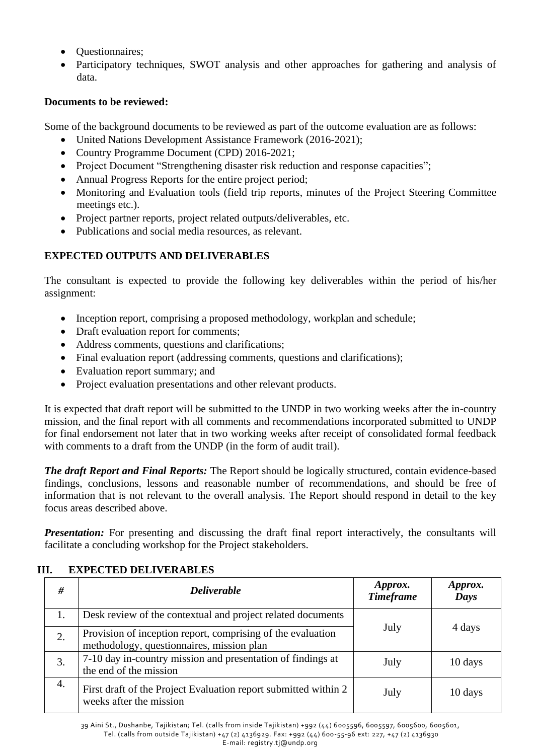- Questionnaires;
- Participatory techniques, SWOT analysis and other approaches for gathering and analysis of data.

**Documents to be reviewed:**

Some of the background documents to be reviewed as part of the outcome evaluation are as follows:

- United Nations Development Assistance Framework (2016-2021);
- Country Programme Document (CPD) 2016-2021;
- Project Document "Strengthening disaster risk reduction and response capacities";
- Annual Progress Reports for the entire project period;
- Monitoring and Evaluation tools (field trip reports, minutes of the Project Steering Committee meetings etc.).
- Project partner reports, project related outputs/deliverables, etc.
- Publications and social media resources, as relevant.

**EXPECTED OUTPUTS AND DELIVERABLES**

The consultant is expected to provide the following key deliverables within the period of his/her assignment:

- Inception report, comprising a proposed methodology, workplan and schedule;
- Draft evaluation report for comments;
- Address comments, questions and clarifications;
- Final evaluation report (addressing comments, questions and clarifications);
- Evaluation report summary; and
- Project evaluation presentations and other relevant products.

It is expected that draft report will be submitted to the UNDP in two working weeks after the in-country mission, and the final report with all comments and recommendations incorporated submitted to UNDP for final endorsement not later that in two working weeks after receipt of consolidated formal feedback with comments to a draft from the UNDP (in the form of audit trail).

***The draft Report and Final Reports:*** The Report should be logically structured, contain evidence-based findings, conclusions, lessons and reasonable number of recommendations, and should be free of information that is not relevant to the overall analysis. The Report should respond in detail to the key focus areas described above.

***Presentation:*** For presenting and discussing the draft final report interactively, the consultants will facilitate a concluding workshop for the Project stakeholders.

## III. EXPECTED DELIVERABLES

| # | *Deliverable* | *Approx. Timeframe* | *Approx. Days* |
|---|---|---|---|
| 1. | Desk review of the contextual and project related documents | July | 4 days |
| 2. | Provision of inception report, comprising of the evaluation methodology, questionnaires, mission plan | | |
| 3. | 7-10 day in-country mission and presentation of findings at the end of the mission | July | 10 days |
| 4. | First draft of the Project Evaluation report submitted within 2 weeks after the mission | July | 10 days |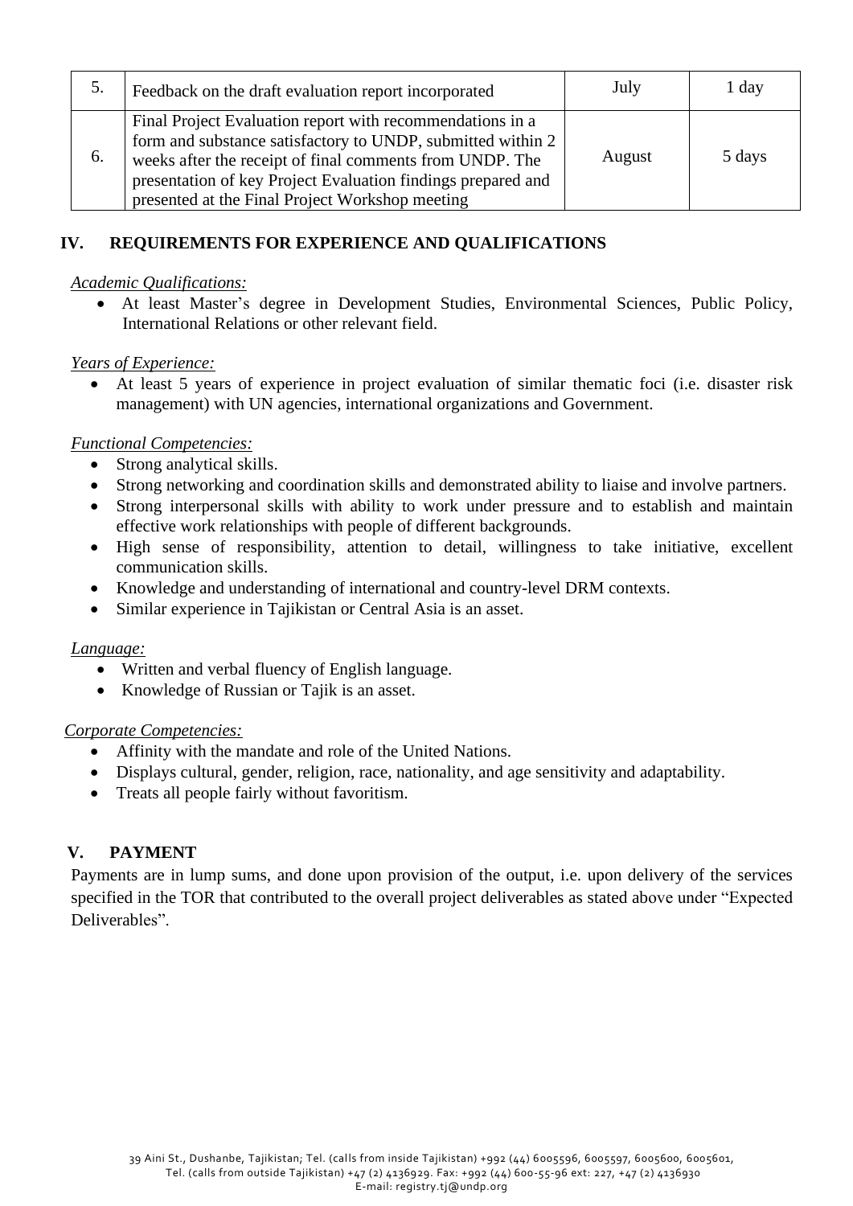| 5. | Feedback on the draft evaluation report incorporated | July | 1 day |
|---|---|---|---|
| 6. | Final Project Evaluation report with recommendations in a form and substance satisfactory to UNDP, submitted within 2 weeks after the receipt of final comments from UNDP. The presentation of key Project Evaluation findings prepared and presented at the Final Project Workshop meeting | August | 5 days |

## IV. REQUIREMENTS FOR EXPERIENCE AND QUALIFICATIONS

*Academic Qualifications:*

- At least Master's degree in Development Studies, Environmental Sciences, Public Policy, International Relations or other relevant field.

*Years of Experience:*

- At least 5 years of experience in project evaluation of similar thematic foci (i.e. disaster risk management) with UN agencies, international organizations and Government.

*Functional Competencies:*

- Strong analytical skills.
- Strong networking and coordination skills and demonstrated ability to liaise and involve partners.
- Strong interpersonal skills with ability to work under pressure and to establish and maintain effective work relationships with people of different backgrounds.
- High sense of responsibility, attention to detail, willingness to take initiative, excellent communication skills.
- Knowledge and understanding of international and country-level DRM contexts.
- Similar experience in Tajikistan or Central Asia is an asset.

*Language:*

- Written and verbal fluency of English language.
- Knowledge of Russian or Tajik is an asset.

*Corporate Competencies:*

- Affinity with the mandate and role of the United Nations.
- Displays cultural, gender, religion, race, nationality, and age sensitivity and adaptability.
- Treats all people fairly without favoritism.

## V. PAYMENT

Payments are in lump sums, and done upon provision of the output, i.e. upon delivery of the services specified in the TOR that contributed to the overall project deliverables as stated above under "Expected Deliverables".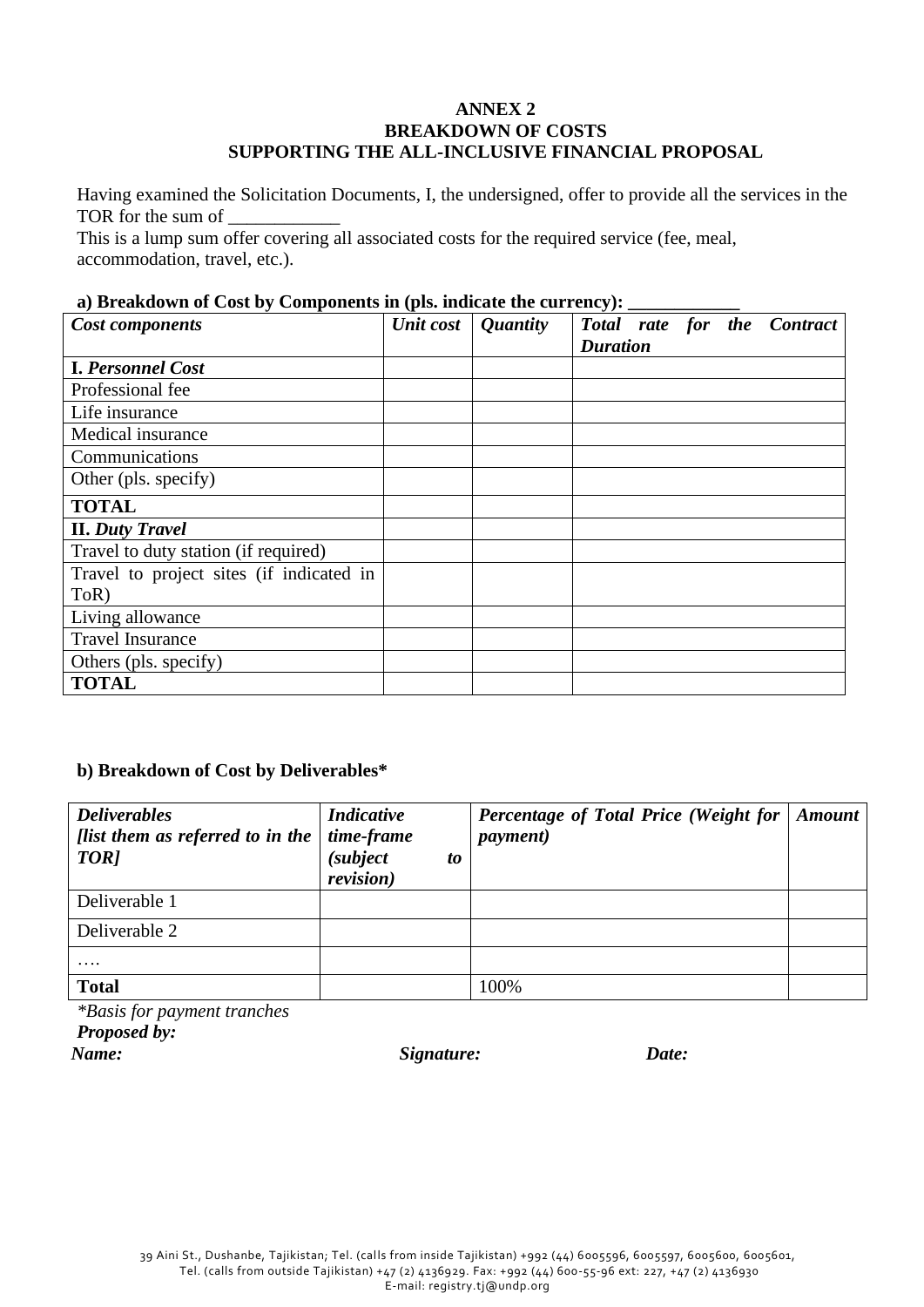**ANNEX 2**
**BREAKDOWN OF COSTS**
**SUPPORTING THE ALL-INCLUSIVE FINANCIAL PROPOSAL**

Having examined the Solicitation Documents, I, the undersigned, offer to provide all the services in the TOR for the sum of ____________
This is a lump sum offer covering all associated costs for the required service (fee, meal, accommodation, travel, etc.).

**a) Breakdown of Cost by Components in (pls. indicate the currency): ____________**

| *Cost components* | *Unit cost* | *Quantity* | *Total rate for the Contract Duration* |
|---|---|---|---|
| **I.** ***Personnel Cost*** | | | |
| Professional fee | | | |
| Life insurance | | | |
| Medical insurance | | | |
| Communications | | | |
| Other (pls. specify) | | | |
| **TOTAL** | | | |
| **II.** ***Duty Travel*** | | | |
| Travel to duty station (if required) | | | |
| Travel to project sites (if indicated in ToR) | | | |
| Living allowance | | | |
| Travel Insurance | | | |
| Others (pls. specify) | | | |
| **TOTAL** | | | |

**b) Breakdown of Cost by Deliverables\***

| ***Deliverables [list them as referred to in the TOR]*** | ***Indicative time-frame (subject to revision)*** | ***Percentage of Total Price (Weight for payment)*** | ***Amount*** |
|---|---|---|---|
| Deliverable 1 | | | |
| Deliverable 2 | | | |
| …. | | | |
| **Total** | | 100% | |

*\*Basis for payment tranches*

***Proposed by:***

***Name:*** ***Signature:*** ***Date:***

39 Aini St., Dushanbe, Tajikistan; Tel. (calls from inside Tajikistan) +992 (44) 6005596, 6005597, 6005600, 6005601,
Tel. (calls from outside Tajikistan) +47 (2) 4136929. Fax: +992 (44) 600-55-96 ext: 227, +47 (2) 4136930
E-mail: registry.tj@undp.org